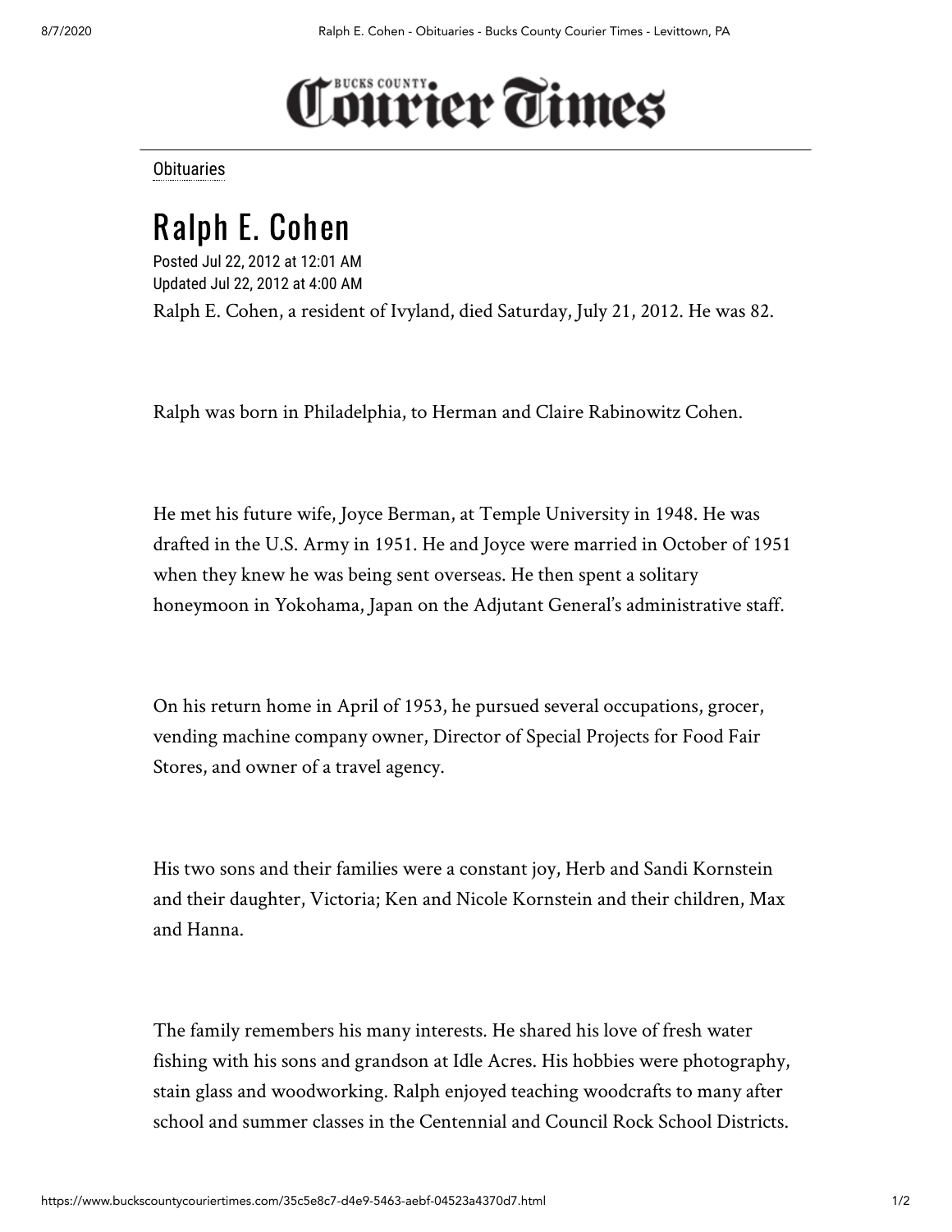# Bucks County Courier Times

Obituaries

# Ralph E. Cohen

Posted Jul 22, 2012 at 12:01 AM
Updated Jul 22, 2012 at 4:00 AM

Ralph E. Cohen, a resident of Ivyland, died Saturday, July 21, 2012. He was 82.

Ralph was born in Philadelphia, to Herman and Claire Rabinowitz Cohen.

He met his future wife, Joyce Berman, at Temple University in 1948. He was drafted in the U.S. Army in 1951. He and Joyce were married in October of 1951 when they knew he was being sent overseas. He then spent a solitary honeymoon in Yokohama, Japan on the Adjutant General's administrative staff.

On his return home in April of 1953, he pursued several occupations, grocer, vending machine company owner, Director of Special Projects for Food Fair Stores, and owner of a travel agency.

His two sons and their families were a constant joy, Herb and Sandi Kornstein and their daughter, Victoria; Ken and Nicole Kornstein and their children, Max and Hanna.

The family remembers his many interests. He shared his love of fresh water fishing with his sons and grandson at Idle Acres. His hobbies were photography, stain glass and woodworking. Ralph enjoyed teaching woodcrafts to many after school and summer classes in the Centennial and Council Rock School Districts.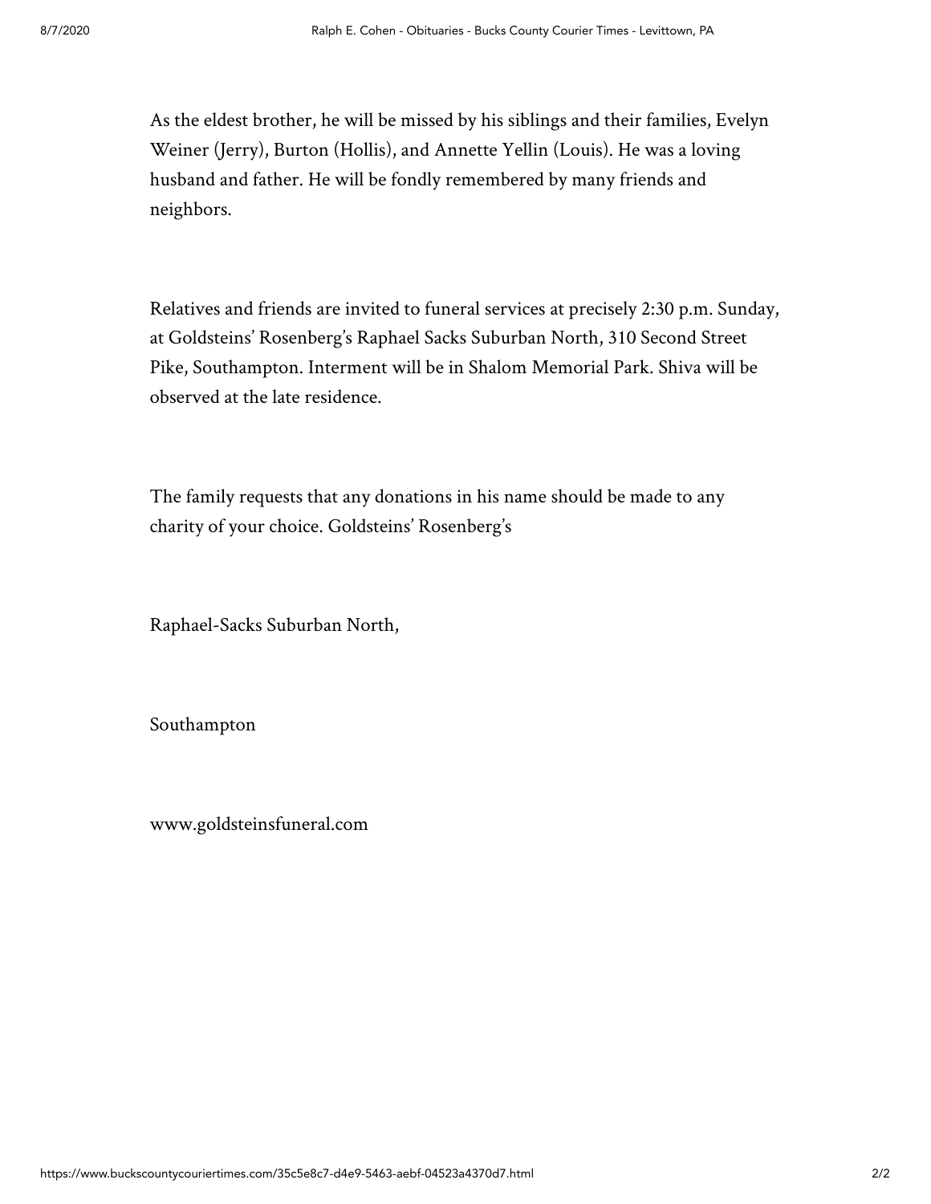As the eldest brother, he will be missed by his siblings and their families, Evelyn Weiner (Jerry), Burton (Hollis), and Annette Yellin (Louis). He was a loving husband and father. He will be fondly remembered by many friends and neighbors.

Relatives and friends are invited to funeral services at precisely 2:30 p.m. Sunday, at Goldsteins' Rosenberg's Raphael Sacks Suburban North, 310 Second Street Pike, Southampton. Interment will be in Shalom Memorial Park. Shiva will be observed at the late residence.

The family requests that any donations in his name should be made to any charity of your choice. Goldsteins' Rosenberg's

Raphael-Sacks Suburban North,

Southampton

www.goldsteinsfuneral.com